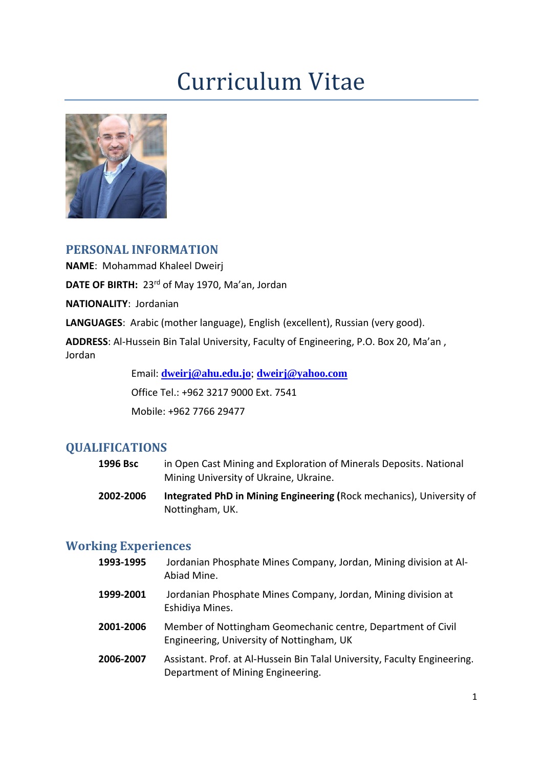# Curriculum Vitae

## PERSONAL INFORMATION

**NAME**: Mohammad Khaleel Dweirj

**DATE OF BIRTH:** 23rd of May 1970, Ma'an, Jordan

**NATIONALITY**: Jordanian

**LANGUAGES**: Arabic (mother language), English (excellent), Russian (very good).

**ADDRESS**: Al-Hussein Bin Talal University, Faculty of Engineering, P.O. Box 20, Ma'an , Jordan

Email: **dweirj@ahu.edu.jo**; **dweirj@yahoo.com**

Office Tel.: +962 3217 9000 Ext. 7541

Mobile: +962 7766 29477

## QUALIFICATIONS

**1996 Bsc** in Open Cast Mining and Exploration of Minerals Deposits. National Mining University of Ukraine, Ukraine.

**2002-2006** **Integrated PhD in Mining Engineering (**Rock mechanics), University of Nottingham, UK.

## Working Experiences

**1993-1995** Jordanian Phosphate Mines Company, Jordan, Mining division at Al-Abiad Mine.

**1999-2001** Jordanian Phosphate Mines Company, Jordan, Mining division at Eshidiya Mines.

**2001-2006** Member of Nottingham Geomechanic centre, Department of Civil Engineering, University of Nottingham, UK

**2006-2007** Assistant. Prof. at Al-Hussein Bin Talal University, Faculty Engineering. Department of Mining Engineering.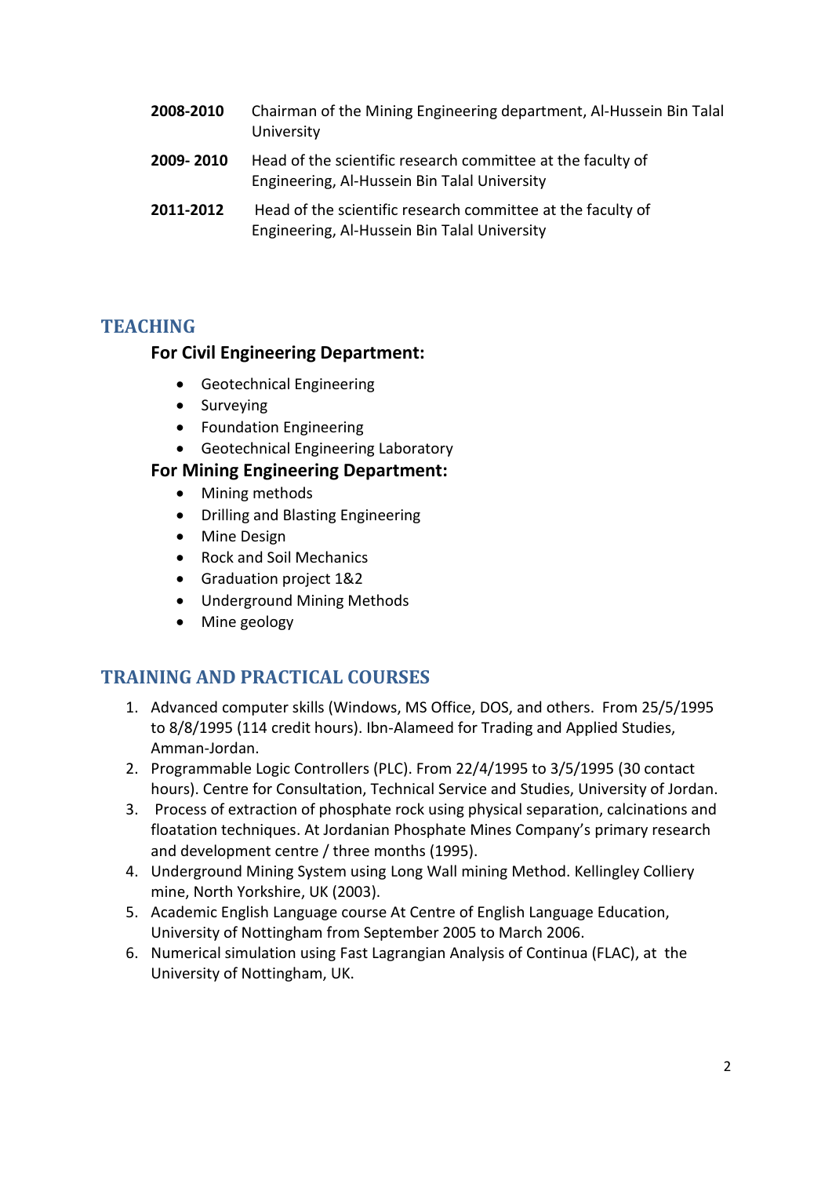**2008-2010** Chairman of the Mining Engineering department, Al-Hussein Bin Talal University

**2009- 2010** Head of the scientific research committee at the faculty of Engineering, Al-Hussein Bin Talal University

**2011-2012** Head of the scientific research committee at the faculty of Engineering, Al-Hussein Bin Talal University

## TEACHING

### For Civil Engineering Department:

- Geotechnical Engineering
- Surveying
- Foundation Engineering
- Geotechnical Engineering Laboratory

### For Mining Engineering Department:

- Mining methods
- Drilling and Blasting Engineering
- Mine Design
- Rock and Soil Mechanics
- Graduation project 1&2
- Underground Mining Methods
- Mine geology

## TRAINING AND PRACTICAL COURSES

1. Advanced computer skills (Windows, MS Office, DOS, and others. From 25/5/1995 to 8/8/1995 (114 credit hours). Ibn-Alameed for Trading and Applied Studies, Amman-Jordan.
2. Programmable Logic Controllers (PLC). From 22/4/1995 to 3/5/1995 (30 contact hours). Centre for Consultation, Technical Service and Studies, University of Jordan.
3. Process of extraction of phosphate rock using physical separation, calcinations and floatation techniques. At Jordanian Phosphate Mines Company's primary research and development centre / three months (1995).
4. Underground Mining System using Long Wall mining Method. Kellingley Colliery mine, North Yorkshire, UK (2003).
5. Academic English Language course At Centre of English Language Education, University of Nottingham from September 2005 to March 2006.
6. Numerical simulation using Fast Lagrangian Analysis of Continua (FLAC), at the University of Nottingham, UK.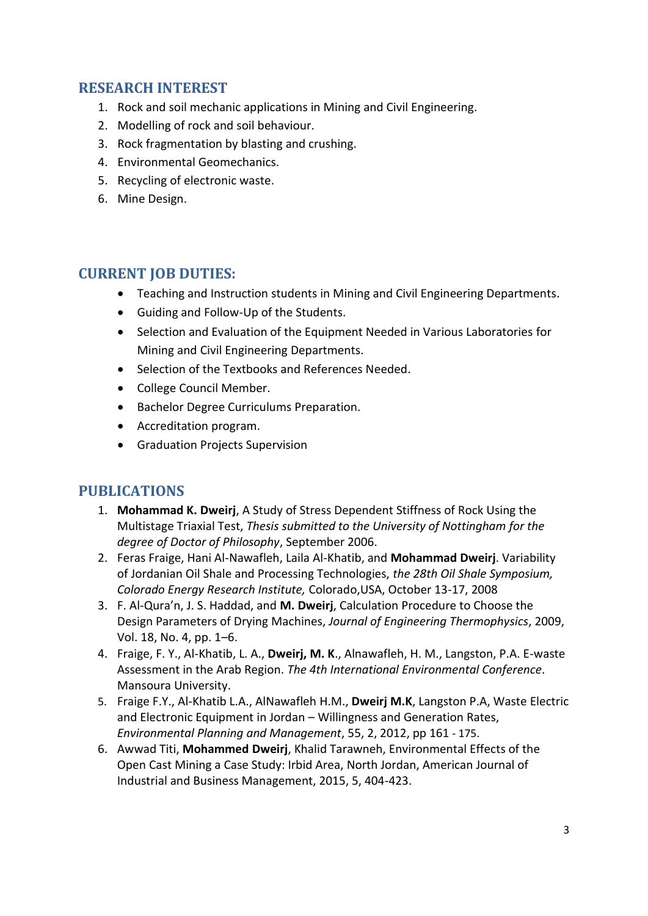## RESEARCH INTEREST

1. Rock and soil mechanic applications in Mining and Civil Engineering.
2. Modelling of rock and soil behaviour.
3. Rock fragmentation by blasting and crushing.
4. Environmental Geomechanics.
5. Recycling of electronic waste.
6. Mine Design.

## CURRENT JOB DUTIES:

- Teaching and Instruction students in Mining and Civil Engineering Departments.
- Guiding and Follow-Up of the Students.
- Selection and Evaluation of the Equipment Needed in Various Laboratories for Mining and Civil Engineering Departments.
- Selection of the Textbooks and References Needed.
- College Council Member.
- Bachelor Degree Curriculums Preparation.
- Accreditation program.
- Graduation Projects Supervision

## PUBLICATIONS

1. **Mohammad K. Dweirj**, A Study of Stress Dependent Stiffness of Rock Using the Multistage Triaxial Test, *Thesis submitted to the University of Nottingham for the degree of Doctor of Philosophy*, September 2006.
2. Feras Fraige, Hani Al-Nawafleh, Laila Al-Khatib, and **Mohammad Dweirj**. Variability of Jordanian Oil Shale and Processing Technologies, *the 28th Oil Shale Symposium, Colorado Energy Research Institute,* Colorado,USA, October 13-17, 2008
3. F. Al-Qura'n, J. S. Haddad, and **M. Dweirj**, Calculation Procedure to Choose the Design Parameters of Drying Machines, *Journal of Engineering Thermophysics*, 2009, Vol. 18, No. 4, pp. 1–6.
4. Fraige, F. Y., Al-Khatib, L. A., **Dweirj, M. K**., Alnawafleh, H. M., Langston, P.A. E-waste Assessment in the Arab Region. *The 4th International Environmental Conference*. Mansoura University.
5. Fraige F.Y., Al-Khatib L.A., AlNawafleh H.M., **Dweirj M.K**, Langston P.A, Waste Electric and Electronic Equipment in Jordan – Willingness and Generation Rates, *Environmental Planning and Management*, 55, 2, 2012, pp 161 - 175.
6. Awwad Titi, **Mohammed Dweirj**, Khalid Tarawneh, Environmental Effects of the Open Cast Mining a Case Study: Irbid Area, North Jordan, American Journal of Industrial and Business Management, 2015, 5, 404-423.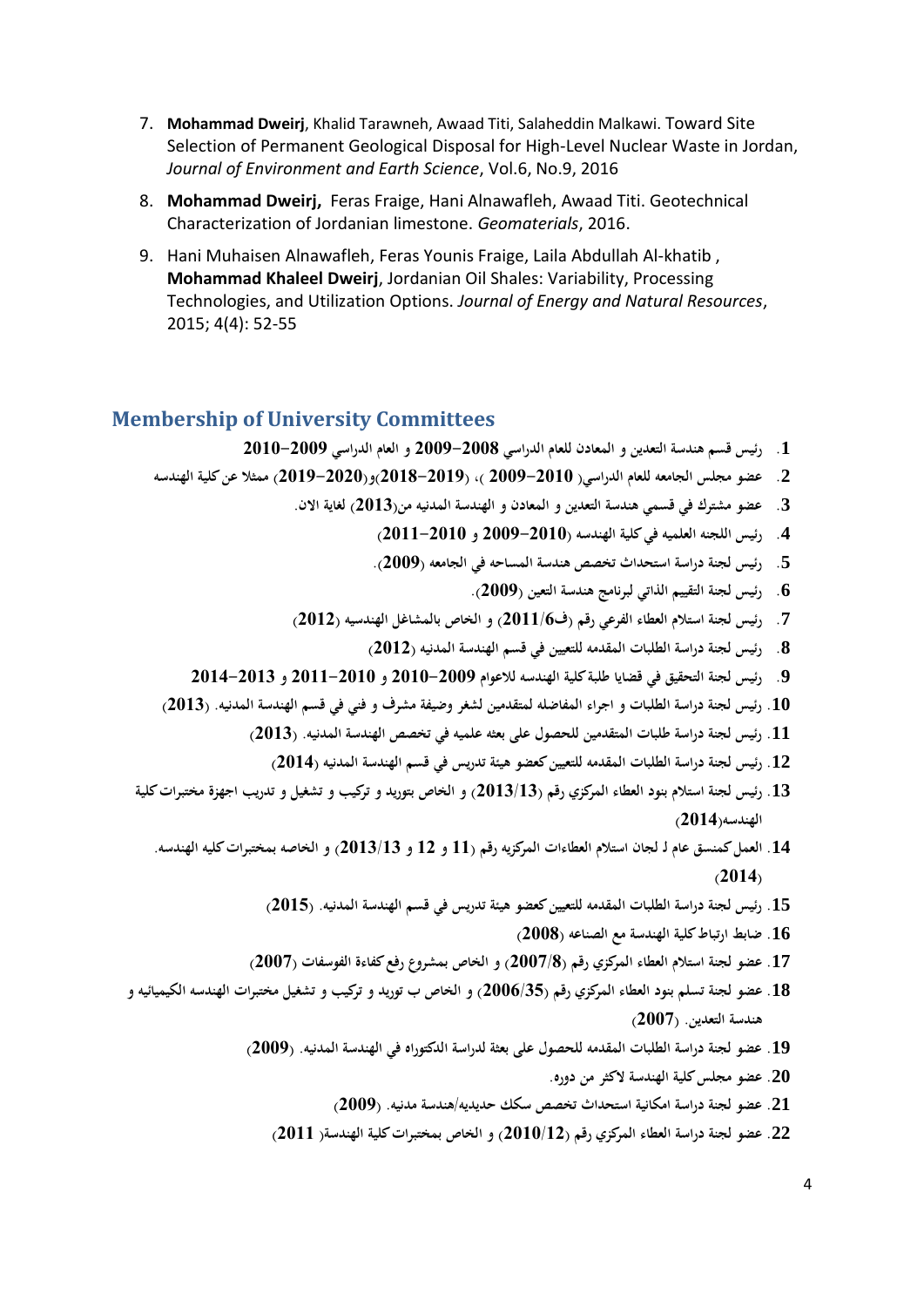7. **Mohammad Dweirj**, Khalid Tarawneh, Awaad Titi, Salaheddin Malkawi. Toward Site Selection of Permanent Geological Disposal for High-Level Nuclear Waste in Jordan, *Journal of Environment and Earth Science*, Vol.6, No.9, 2016

8. **Mohammad Dweirj,** Feras Fraige, Hani Alnawafleh, Awaad Titi. Geotechnical Characterization of Jordanian limestone. *Geomaterials*, 2016.

9. Hani Muhaisen Alnawafleh, Feras Younis Fraige, Laila Abdullah Al-khatib , **Mohammad Khaleel Dweirj**, Jordanian Oil Shales: Variability, Processing Technologies, and Utilization Options. *Journal of Energy and Natural Resources*, 2015; 4(4): 52-55

## Membership of University Committees

1. رئيس قسم هندسة التعدين و المعادن للعام الدراسي 2008–2009 و العام الدراسي 2009–2010
2. عضو مجلس الجامعه للعام الدراسي( 2010–2009 )، (2019–2018)و(2020–2019) ممثلا عن كلية الهندسه
3. عضو مشترك في قسمي هندسة التعدين و المعادن و الهندسة المدنيه من(2013) لغاية الان.
4. رئيس اللجنه العلميه في كلية الهندسه (2010–2009 و 2010–2011)
5. رئيس لجنة دراسة استحداث تخصص هندسة المساحه في الجامعه (2009).
6. رئيس لجنة التقييم الذاتي لبرنامج هندسة التعين (2009).
7. رئيس لجنة استلام العطاء الفرعي رقم (ف2011/6) و الخاص بالمشاغل الهندسيه (2012)
8. رئيس لجنة دراسة الطلبات المقدمه للتعيين في قسم الهندسة المدنيه (2012)
9. رئيس لجنة التحقيق في قضايا طلبة كلية الهندسه للاعوام 2009–2010 و 2010–2011 و 2013–2014
10. رئيس لجنة دراسة الطلبات و اجراء المفاضله لمتقدمين لشغر وضيفة مشرف و فني في قسم الهندسة المدنيه. (2013)
11. رئيس لجنة دراسة طلبات المتقدمين للحصول على بعثه علميه في تخصص الهندسة المدنيه. (2013)
12. رئيس لجنة دراسة الطلبات المقدمه للتعيين كعضو هيئة تدريس في قسم الهندسة المدنيه (2014)
13. رئيس لجنة استلام بنود العطاء المركزي رقم (2013/13) و الخاص بتوريد و تركيب و تشغيل و تدريب اجهزة مختبرات كلية الهندسه(2014)
14. العمل كمنسق عام ل لجان استلام العطاءات المركزيه رقم (11 و 12 و 2013/13) و الخاصه بمختبرات كليه الهندسه. (2014)
15. رئيس لجنة دراسة الطلبات المقدمه للتعيين كعضو هيئة تدريس في قسم الهندسة المدنيه. (2015)
16. ضابط ارتباط كلية الهندسة مع الصناعه (2008)
17. عضو لجنة استلام العطاء المركزي رقم (2007/8) و الخاص بمشروع رفع كفاءة الفوسفات (2007)
18. عضو لجنة تسلم بنود العطاء المركزي رقم (2006/35) و الخاص ب توريد و تركيب و تشغيل مختبرات الهندسه الكيميائيه و هندسة التعدين. (2007)
19. عضو لجنة دراسة الطلبات المقدمه للحصول على بعثة لدراسة الدكتوراه في الهندسة المدنيه. (2009)
20. عضو مجلس كلية الهندسة لاكثر من دوره.
21. عضو لجنة دراسة امكانية استحداث تخصص سكك حديديه/هندسة مدنيه. (2009)
22. عضو لجنة دراسة العطاء المركزي رقم (2010/12) و الخاص بمختبرات كلية الهندسة( 2011)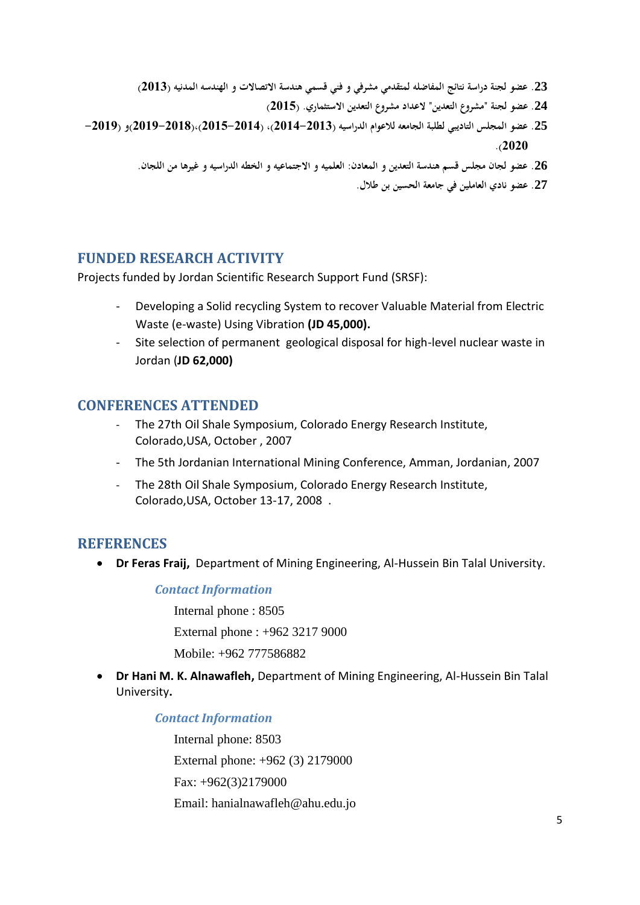23. عضو لجنة دراسة نتائج المفاضله لمتقدمي مشرفي و فني قسمي هندسة الاتصالات و الهندسه المدنيه (2013)
24. عضو لجنة "مشروع التعدين" لاعداد مشروع التعدين الاستثماري. (2015)
25. عضو المجلس التاديبي لطلبة الجامعه للاعوام الدراسيه (2013–2014)، (2014–2015)،(2018–2019)و (2019–2020).
26. عضو لجان مجلس قسم هندسة التعدين و المعادن: العلميه و الاجتماعيه و الخطه الدراسيه و غيرها من اللجان.
27. عضو نادي العاملين في جامعة الحسين بن طلال.

## FUNDED RESEARCH ACTIVITY

Projects funded by Jordan Scientific Research Support Fund (SRSF):

- Developing a Solid recycling System to recover Valuable Material from Electric Waste (e-waste) Using Vibration **(JD 45,000).**
- Site selection of permanent geological disposal for high-level nuclear waste in Jordan (**JD 62,000)**

## CONFERENCES ATTENDED

- The 27th Oil Shale Symposium, Colorado Energy Research Institute, Colorado,USA, October , 2007
- The 5th Jordanian International Mining Conference, Amman, Jordanian, 2007
- The 28th Oil Shale Symposium, Colorado Energy Research Institute, Colorado,USA, October 13-17, 2008 .

## REFERENCES

- **Dr Feras Fraij,** Department of Mining Engineering, Al-Hussein Bin Talal University.

  ***Contact Information***

  Internal phone : 8505

  External phone : +962 3217 9000

  Mobile: +962 777586882

- **Dr Hani M. K. Alnawafleh,** Department of Mining Engineering, Al-Hussein Bin Talal University**.**

  ***Contact Information***

  Internal phone: 8503

  External phone: +962 (3) 2179000

  Fax: +962(3)2179000

  Email: hanialnawafleh@ahu.edu.jo